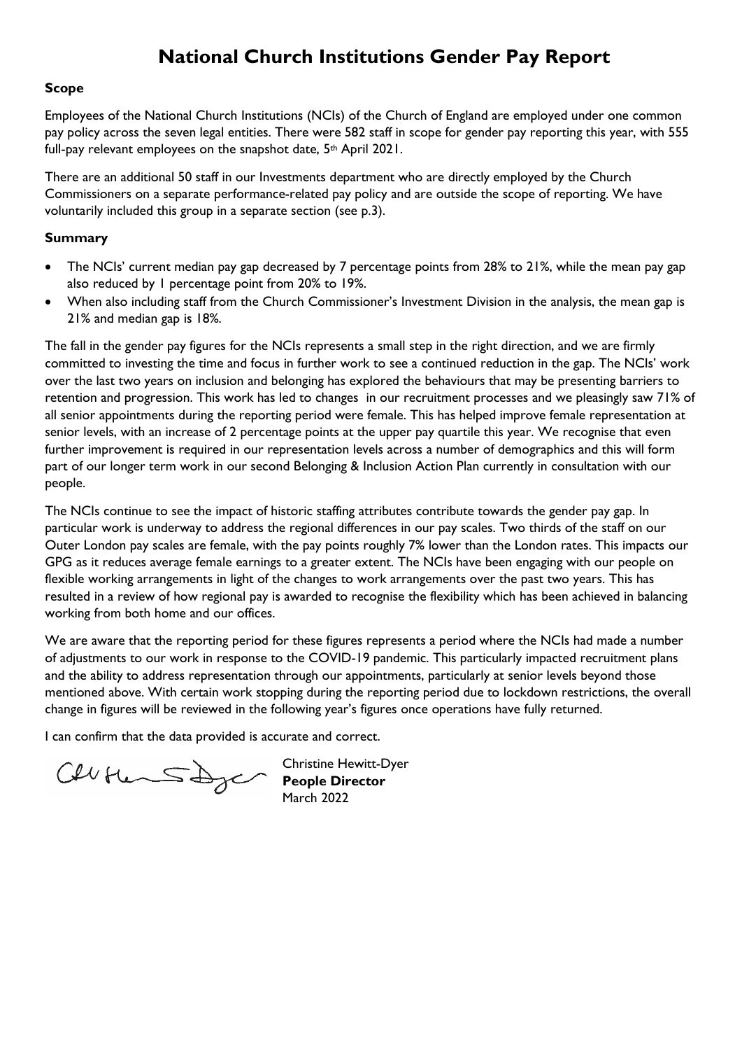# National Church Institutions Gender Pay Report

**Scope**

Employees of the National Church Institutions (NCIs) of the Church of England are employed under one common pay policy across the seven legal entities. There were 582 staff in scope for gender pay reporting this year, with 555 full-pay relevant employees on the snapshot date, 5th April 2021.

There are an additional 50 staff in our Investments department who are directly employed by the Church Commissioners on a separate performance-related pay policy and are outside the scope of reporting. We have voluntarily included this group in a separate section (see p.3).

**Summary**

- The NCIs' current median pay gap decreased by 7 percentage points from 28% to 21%, while the mean pay gap also reduced by 1 percentage point from 20% to 19%.
- When also including staff from the Church Commissioner's Investment Division in the analysis, the mean gap is 21% and median gap is 18%.

The fall in the gender pay figures for the NCIs represents a small step in the right direction, and we are firmly committed to investing the time and focus in further work to see a continued reduction in the gap. The NCIs' work over the last two years on inclusion and belonging has explored the behaviours that may be presenting barriers to retention and progression. This work has led to changes in our recruitment processes and we pleasingly saw 71% of all senior appointments during the reporting period were female. This has helped improve female representation at senior levels, with an increase of 2 percentage points at the upper pay quartile this year. We recognise that even further improvement is required in our representation levels across a number of demographics and this will form part of our longer term work in our second Belonging & Inclusion Action Plan currently in consultation with our people.

The NCIs continue to see the impact of historic staffing attributes contribute towards the gender pay gap. In particular work is underway to address the regional differences in our pay scales. Two thirds of the staff on our Outer London pay scales are female, with the pay points roughly 7% lower than the London rates. This impacts our GPG as it reduces average female earnings to a greater extent. The NCIs have been engaging with our people on flexible working arrangements in light of the changes to work arrangements over the past two years. This has resulted in a review of how regional pay is awarded to recognise the flexibility which has been achieved in balancing working from both home and our offices.

We are aware that the reporting period for these figures represents a period where the NCIs had made a number of adjustments to our work in response to the COVID-19 pandemic. This particularly impacted recruitment plans and the ability to address representation through our appointments, particularly at senior levels beyond those mentioned above. With certain work stopping during the reporting period due to lockdown restrictions, the overall change in figures will be reviewed in the following year's figures once operations have fully returned.

I can confirm that the data provided is accurate and correct.

Christine Hewitt-Dyer
**People Director**
March 2022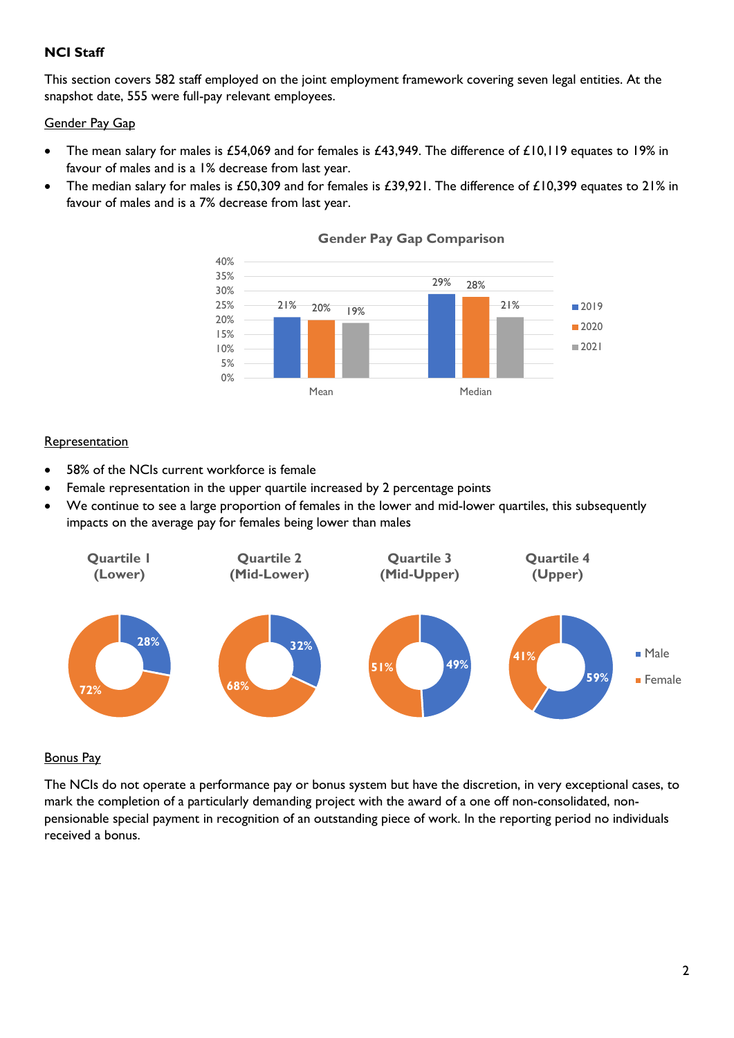**NCI Staff**

This section covers 582 staff employed on the joint employment framework covering seven legal entities. At the snapshot date, 555 were full-pay relevant employees.

Gender Pay Gap

- The mean salary for males is £54,069 and for females is £43,949. The difference of £10,119 equates to 19% in favour of males and is a 1% decrease from last year.
- The median salary for males is £50,309 and for females is £39,921. The difference of £10,399 equates to 21% in favour of males and is a 7% decrease from last year.

**Gender Pay Gap Comparison**

| | 2019 | 2020 | 2021 |
|---|---|---|---|
| Mean | 21% | 20% | 19% |
| Median | 29% | 28% | 21% |

Representation

- 58% of the NCIs current workforce is female
- Female representation in the upper quartile increased by 2 percentage points
- We continue to see a large proportion of females in the lower and mid-lower quartiles, this subsequently impacts on the average pay for females being lower than males

| | Quartile 1 (Lower) | Quartile 2 (Mid-Lower) | Quartile 3 (Mid-Upper) | Quartile 4 (Upper) |
|---|---|---|---|---|
| Male | 28% | 32% | 49% | 59% |
| Female | 72% | 68% | 51% | 41% |

Bonus Pay

The NCIs do not operate a performance pay or bonus system but have the discretion, in very exceptional cases, to mark the completion of a particularly demanding project with the award of a one off non-consolidated, non-pensionable special payment in recognition of an outstanding piece of work. In the reporting period no individuals received a bonus.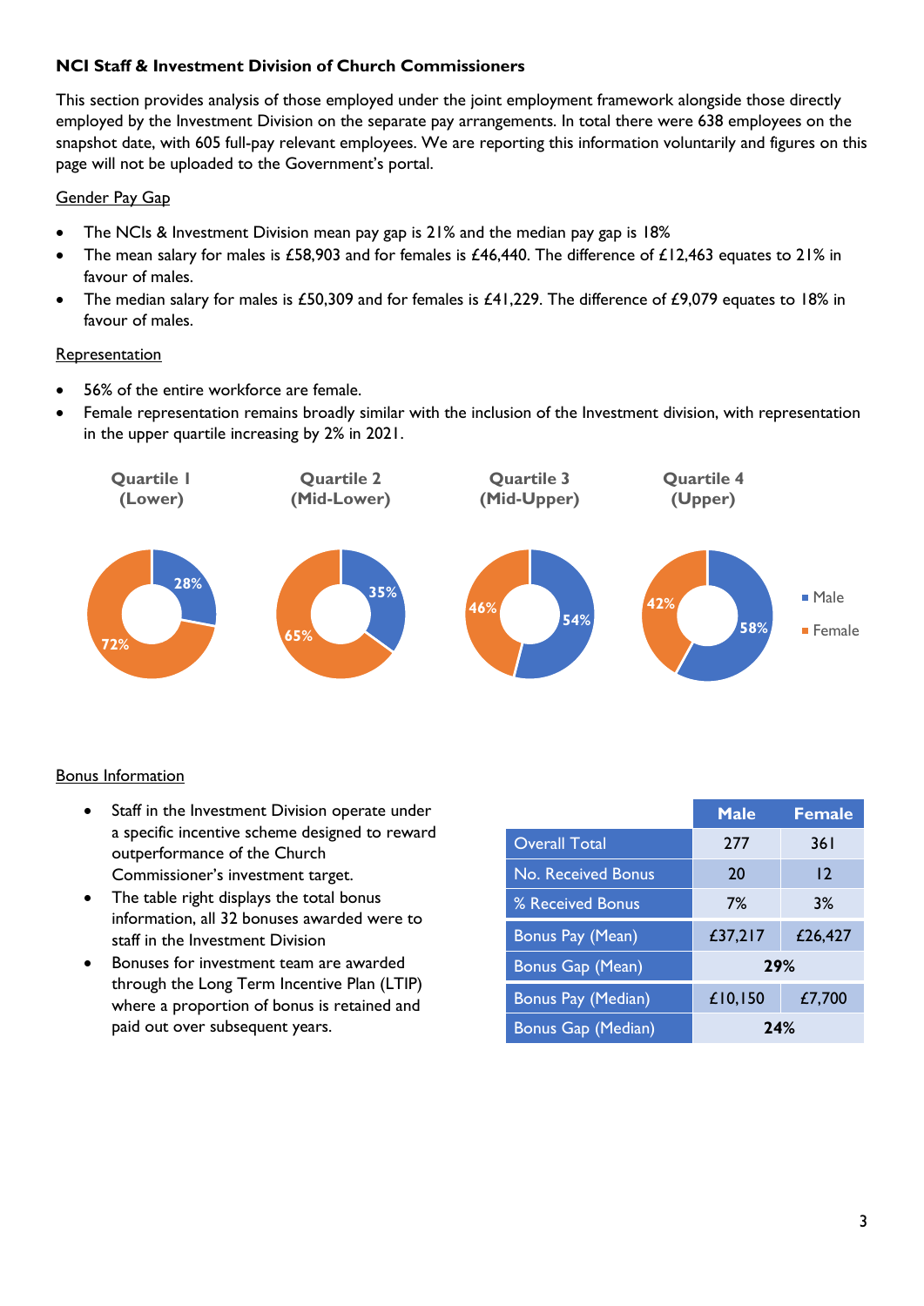**NCI Staff & Investment Division of Church Commissioners**

This section provides analysis of those employed under the joint employment framework alongside those directly employed by the Investment Division on the separate pay arrangements. In total there were 638 employees on the snapshot date, with 605 full-pay relevant employees. We are reporting this information voluntarily and figures on this page will not be uploaded to the Government's portal.

Gender Pay Gap

- The NCIs & Investment Division mean pay gap is 21% and the median pay gap is 18%
- The mean salary for males is £58,903 and for females is £46,440. The difference of £12,463 equates to 21% in favour of males.
- The median salary for males is £50,309 and for females is £41,229. The difference of £9,079 equates to 18% in favour of males.

Representation

- 56% of the entire workforce are female.
- Female representation remains broadly similar with the inclusion of the Investment division, with representation in the upper quartile increasing by 2% in 2021.

| | Quartile 1 (Lower) | Quartile 2 (Mid-Lower) | Quartile 3 (Mid-Upper) | Quartile 4 (Upper) |
|---|---|---|---|---|
| Male | 28% | 35% | 54% | 58% |
| Female | 72% | 65% | 46% | 42% |

Bonus Information

- Staff in the Investment Division operate under a specific incentive scheme designed to reward outperformance of the Church Commissioner's investment target.
- The table right displays the total bonus information, all 32 bonuses awarded were to staff in the Investment Division
- Bonuses for investment team are awarded through the Long Term Incentive Plan (LTIP) where a proportion of bonus is retained and paid out over subsequent years.

| | Male | Female |
|---|---|---|
| Overall Total | 277 | 361 |
| No. Received Bonus | 20 | 12 |
| % Received Bonus | 7% | 3% |
| Bonus Pay (Mean) | £37,217 | £26,427 |
| Bonus Gap (Mean) | **29%** | |
| Bonus Pay (Median) | £10,150 | £7,700 |
| Bonus Gap (Median) | **24%** | |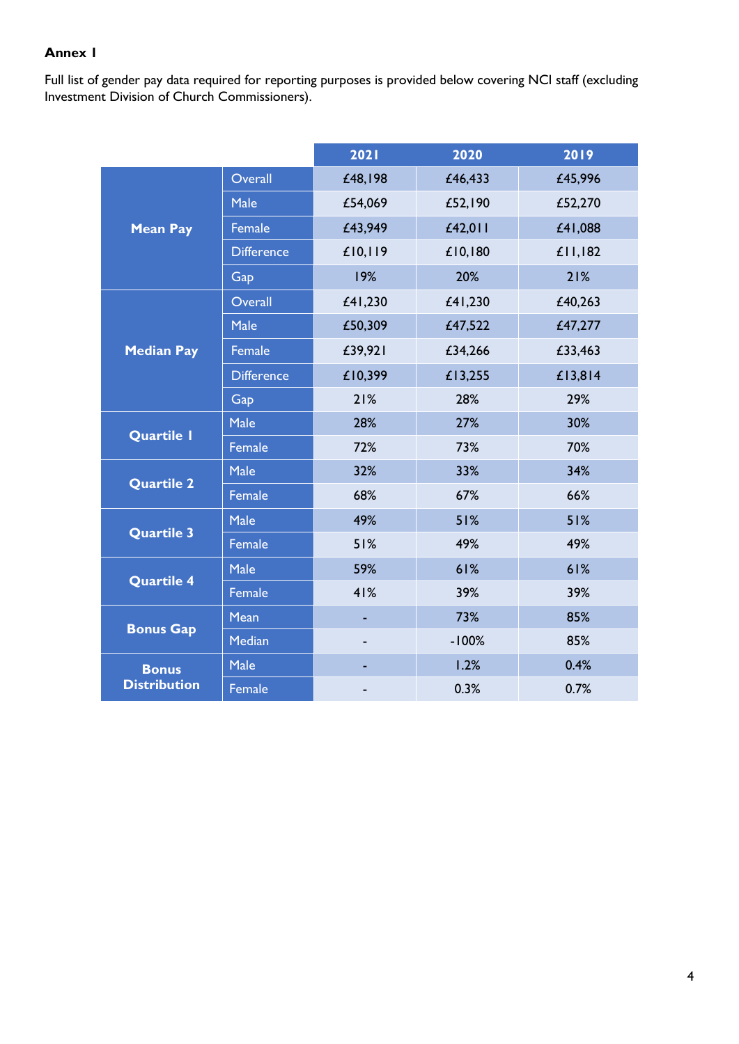**Annex I**

Full list of gender pay data required for reporting purposes is provided below covering NCI staff (excluding Investment Division of Church Commissioners).

| | | 2021 | 2020 | 2019 |
|---|---|---|---|---|
| Mean Pay | Overall | £48,198 | £46,433 | £45,996 |
| | Male | £54,069 | £52,190 | £52,270 |
| | Female | £43,949 | £42,011 | £41,088 |
| | Difference | £10,119 | £10,180 | £11,182 |
| | Gap | 19% | 20% | 21% |
| Median Pay | Overall | £41,230 | £41,230 | £40,263 |
| | Male | £50,309 | £47,522 | £47,277 |
| | Female | £39,921 | £34,266 | £33,463 |
| | Difference | £10,399 | £13,255 | £13,814 |
| | Gap | 21% | 28% | 29% |
| Quartile 1 | Male | 28% | 27% | 30% |
| | Female | 72% | 73% | 70% |
| Quartile 2 | Male | 32% | 33% | 34% |
| | Female | 68% | 67% | 66% |
| Quartile 3 | Male | 49% | 51% | 51% |
| | Female | 51% | 49% | 49% |
| Quartile 4 | Male | 59% | 61% | 61% |
| | Female | 41% | 39% | 39% |
| Bonus Gap | Mean | - | 73% | 85% |
| | Median | - | -100% | 85% |
| Bonus Distribution | Male | - | 1.2% | 0.4% |
| | Female | - | 0.3% | 0.7% |